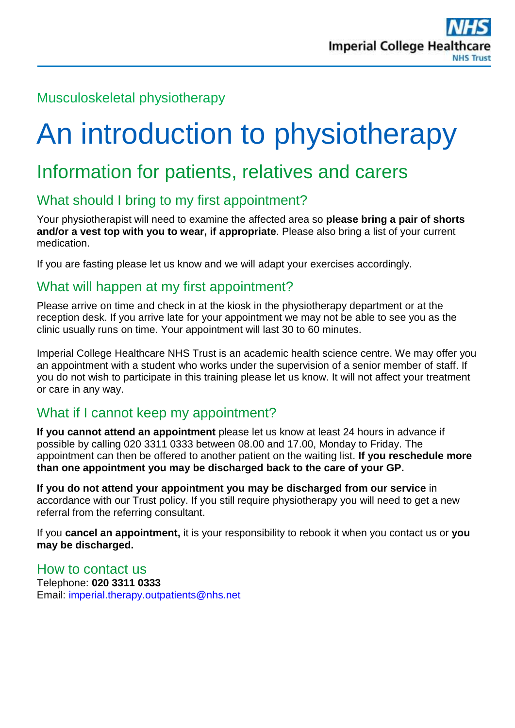Musculoskeletal physiotherapy

# An introduction to physiotherapy

## Information for patients, relatives and carers

### What should I bring to my first appointment?

Your physiotherapist will need to examine the affected area so **please bring a pair of shorts and/or a vest top with you to wear, if appropriate**. Please also bring a list of your current medication.

If you are fasting please let us know and we will adapt your exercises accordingly.

### What will happen at my first appointment?

Please arrive on time and check in at the kiosk in the physiotherapy department or at the reception desk. If you arrive late for your appointment we may not be able to see you as the clinic usually runs on time. Your appointment will last 30 to 60 minutes.

Imperial College Healthcare NHS Trust is an academic health science centre. We may offer you an appointment with a student who works under the supervision of a senior member of staff. If you do not wish to participate in this training please let us know. It will not affect your treatment or care in any way.

### What if I cannot keep my appointment?

**If you cannot attend an appointment** please let us know at least 24 hours in advance if possible by calling 020 3311 0333 between 08.00 and 17.00, Monday to Friday. The appointment can then be offered to another patient on the waiting list. **If you reschedule more than one appointment you may be discharged back to the care of your GP.**

**If you do not attend your appointment you may be discharged from our service** in accordance with our Trust policy. If you still require physiotherapy you will need to get a new referral from the referring consultant.

If you **cancel an appointment,** it is your responsibility to rebook it when you contact us or **you may be discharged.**

### How to contact us

Telephone: **020 3311 0333**
Email: imperial.therapy.outpatients@nhs.net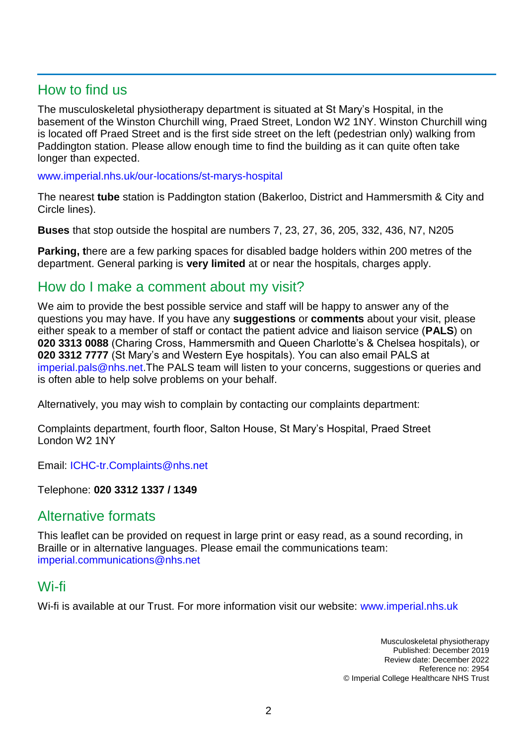## How to find us

The musculoskeletal physiotherapy department is situated at St Mary's Hospital, in the basement of the Winston Churchill wing, Praed Street, London W2 1NY. Winston Churchill wing is located off Praed Street and is the first side street on the left (pedestrian only) walking from Paddington station. Please allow enough time to find the building as it can quite often take longer than expected.

www.imperial.nhs.uk/our-locations/st-marys-hospital

The nearest **tube** station is Paddington station (Bakerloo, District and Hammersmith & City and Circle lines).

**Buses** that stop outside the hospital are numbers 7, 23, 27, 36, 205, 332, 436, N7, N205

**Parking, t**here are a few parking spaces for disabled badge holders within 200 metres of the department. General parking is **very limited** at or near the hospitals, charges apply.

## How do I make a comment about my visit?

We aim to provide the best possible service and staff will be happy to answer any of the questions you may have. If you have any **suggestions** or **comments** about your visit, please either speak to a member of staff or contact the patient advice and liaison service (**PALS**) on **020 3313 0088** (Charing Cross, Hammersmith and Queen Charlotte's & Chelsea hospitals), or **020 3312 7777** (St Mary's and Western Eye hospitals). You can also email PALS at imperial.pals@nhs.net.The PALS team will listen to your concerns, suggestions or queries and is often able to help solve problems on your behalf.

Alternatively, you may wish to complain by contacting our complaints department:

Complaints department, fourth floor, Salton House, St Mary's Hospital, Praed Street
London W2 1NY

Email: ICHC-tr.Complaints@nhs.net

Telephone: **020 3312 1337 / 1349**

## Alternative formats

This leaflet can be provided on request in large print or easy read, as a sound recording, in Braille or in alternative languages. Please email the communications team: imperial.communications@nhs.net

## Wi-fi

Wi-fi is available at our Trust. For more information visit our website: www.imperial.nhs.uk

Musculoskeletal physiotherapy
Published: December 2019
Review date: December 2022
Reference no: 2954
© Imperial College Healthcare NHS Trust